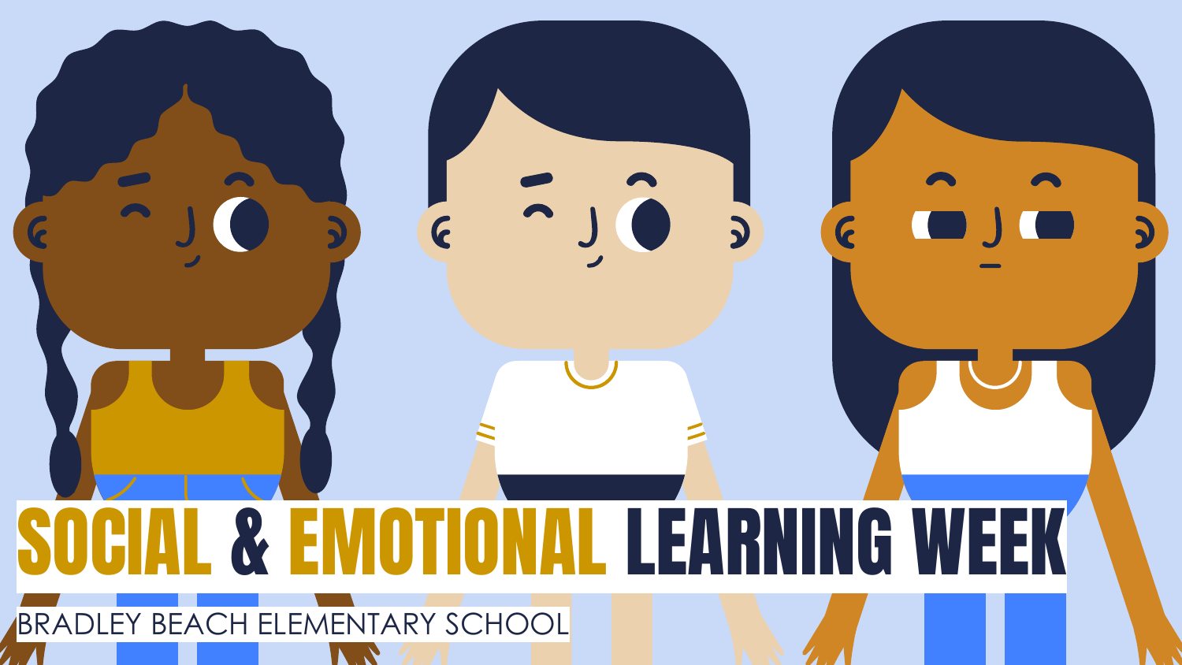# SOCIAL & EMOTIONAL LEARNING WEEK

BRADLEY BEACH ELEMENTARY SCHOOL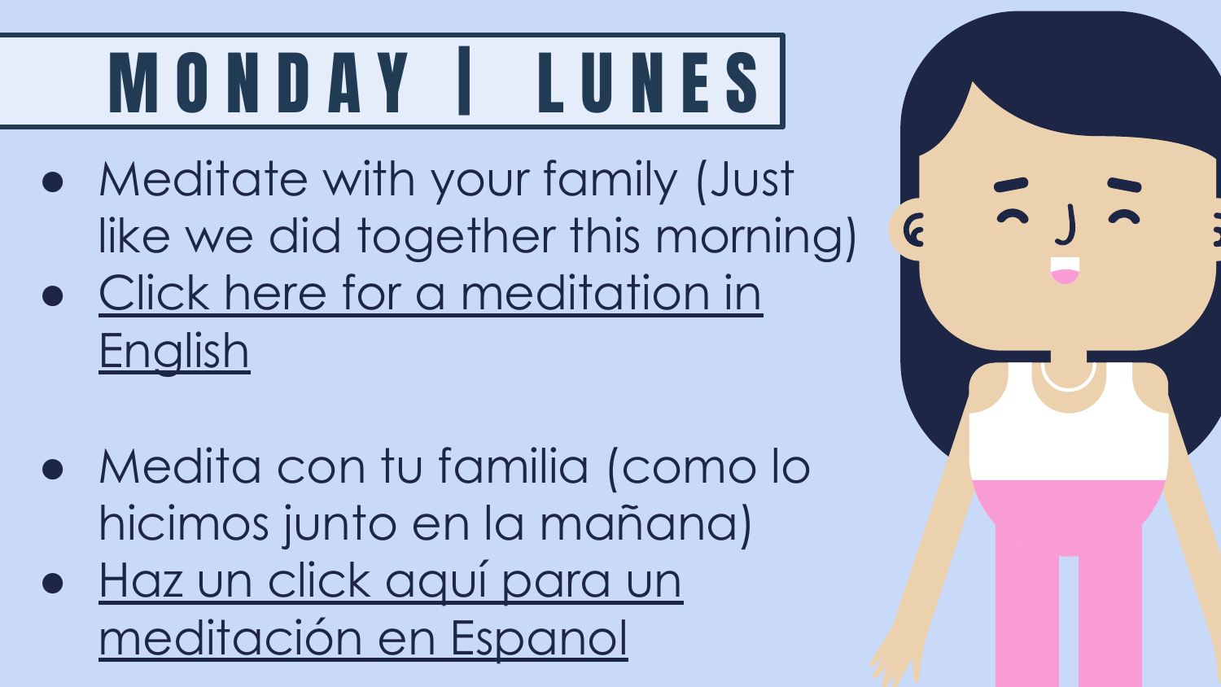# MONDAY | LUNES

- Meditate with your family (Just like we did together this morning)
- Click here for a meditation in English

- Medita con tu familia (como lo hicimos junto en la mañana)
- Haz un click aquí para un meditación en Espanol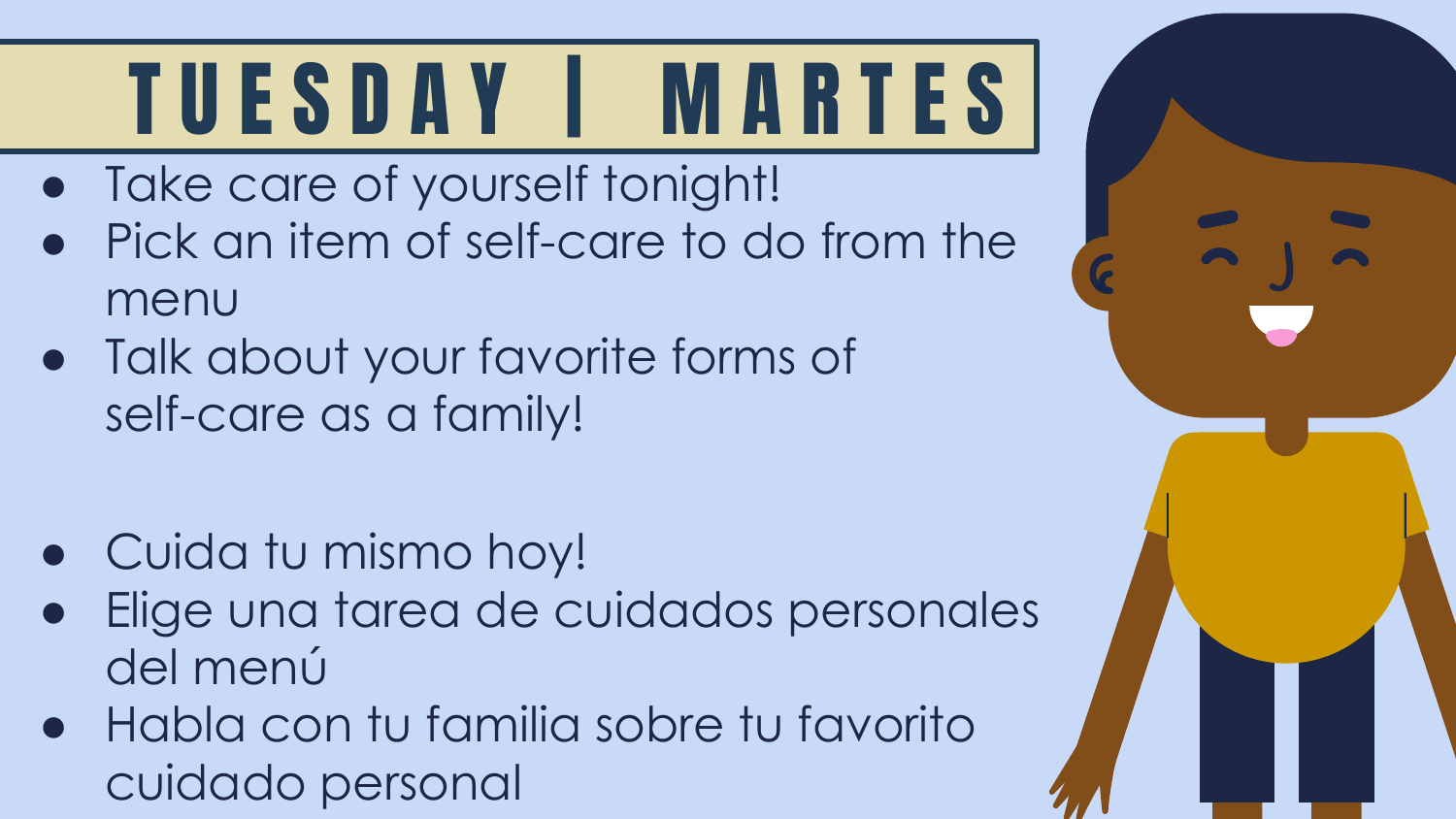# TUESDAY | MARTES

- Take care of yourself tonight!
- Pick an item of self-care to do from the menu
- Talk about your favorite forms of self-care as a family!

- Cuida tu mismo hoy!
- Elige una tarea de cuidados personales del menú
- Habla con tu familia sobre tu favorito cuidado personal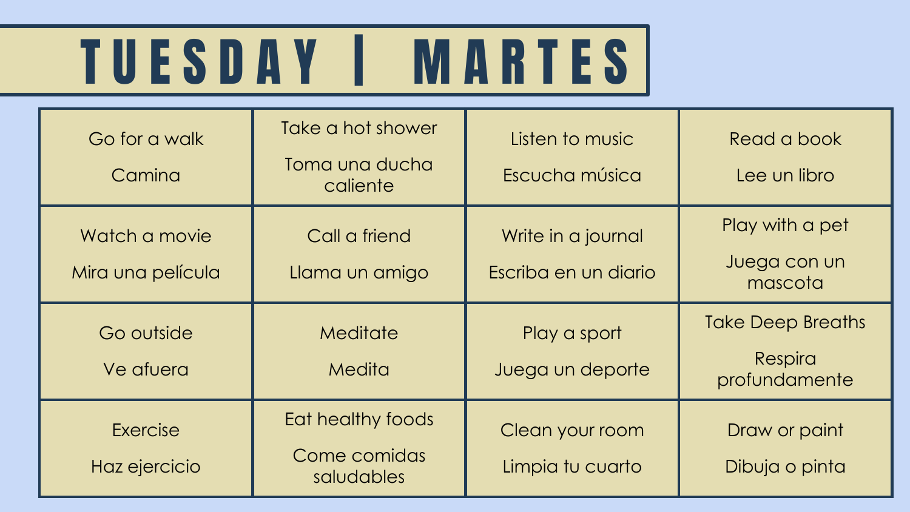# TUESDAY | MARTES

| | | | |
|---|---|---|---|
| Go for a walk<br><br>Camina | Take a hot shower<br><br>Toma una ducha caliente | Listen to music<br><br>Escucha música | Read a book<br><br>Lee un libro |
| Watch a movie<br><br>Mira una película | Call a friend<br><br>Llama un amigo | Write in a journal<br><br>Escriba en un diario | Play with a pet<br><br>Juega con un mascota |
| Go outside<br><br>Ve afuera | Meditate<br><br>Medita | Play a sport<br><br>Juega un deporte | Take Deep Breaths<br><br>Respira profundamente |
| Exercise<br><br>Haz ejercicio | Eat healthy foods<br><br>Come comidas saludables | Clean your room<br><br>Limpia tu cuarto | Draw or paint<br><br>Dibuja o pinta |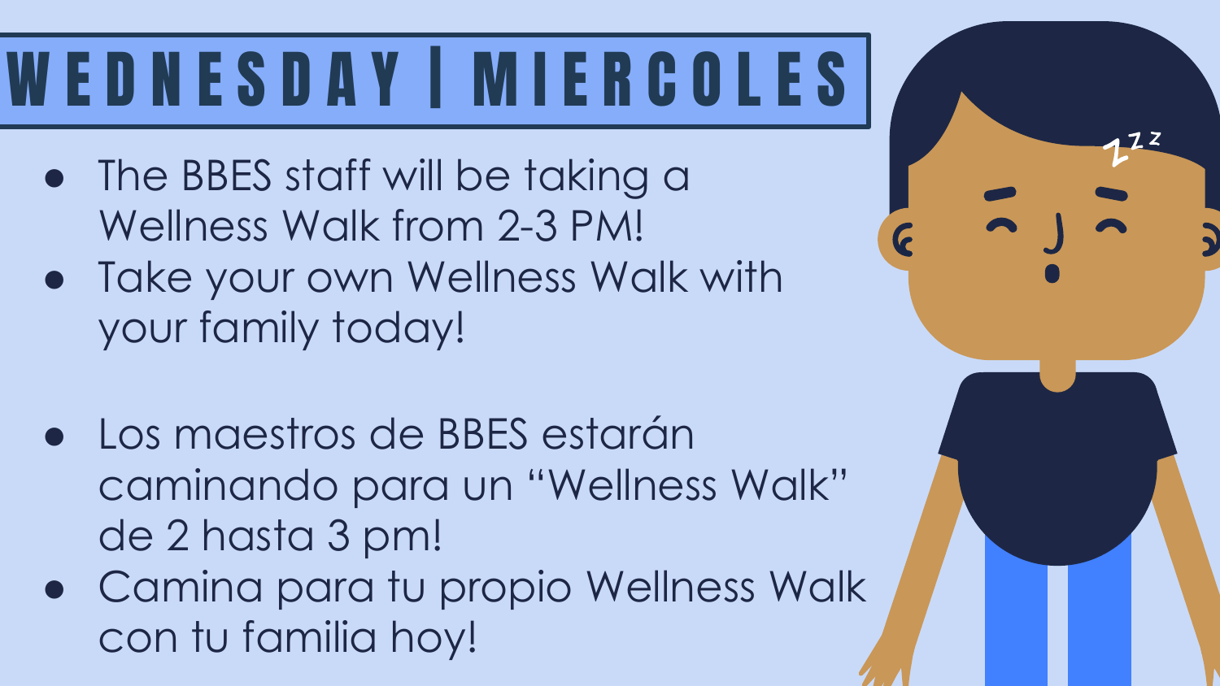# WEDNESDAY | MIERCOLES

- The BBES staff will be taking a Wellness Walk from 2-3 PM!
- Take your own Wellness Walk with your family today!

- Los maestros de BBES estarán caminando para un "Wellness Walk" de 2 hasta 3 pm!
- Camina para tu propio Wellness Walk con tu familia hoy!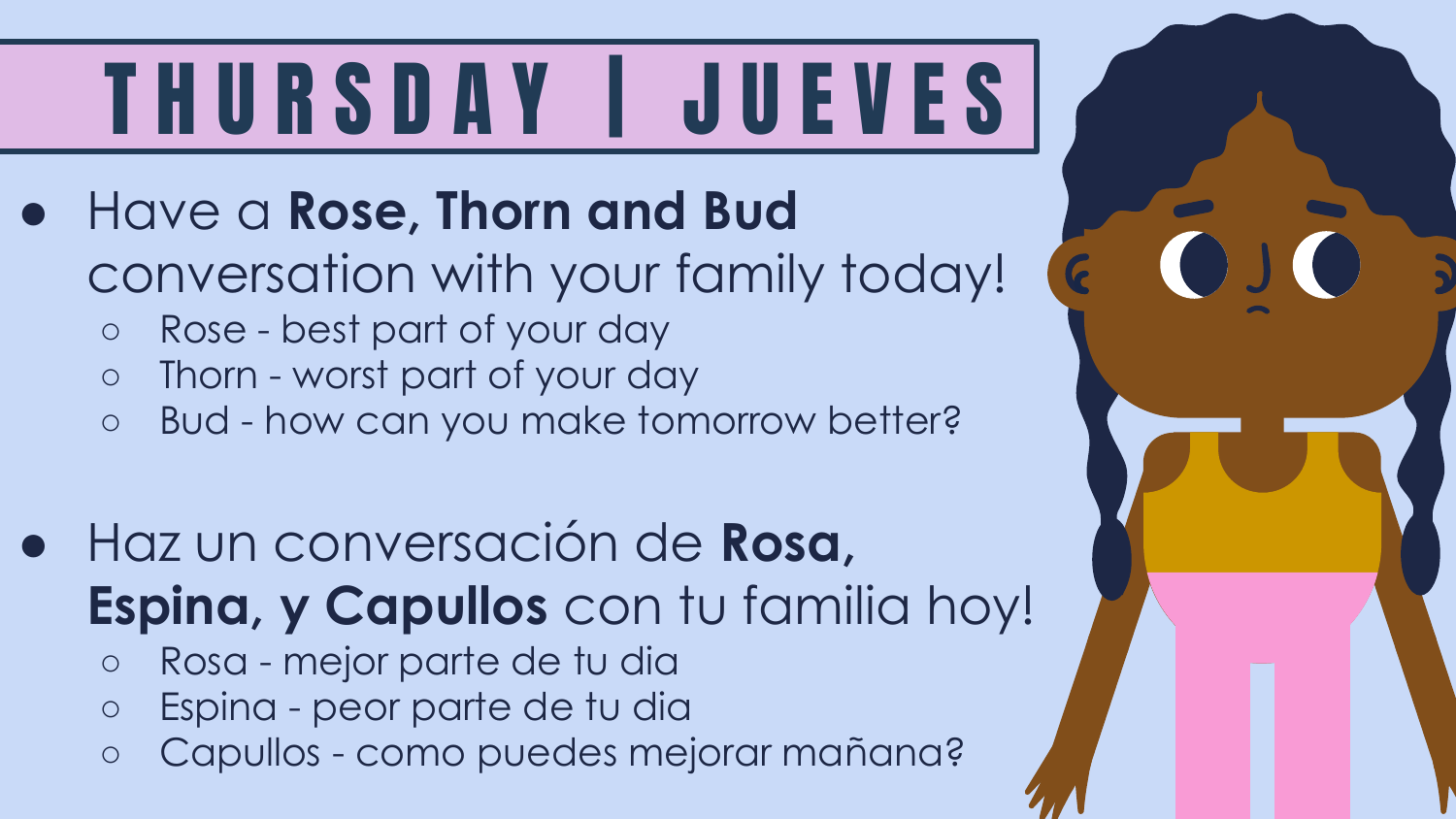# THURSDAY | JUEVES

- Have a **Rose, Thorn and Bud** conversation with your family today!
  - Rose - best part of your day
  - Thorn - worst part of your day
  - Bud - how can you make tomorrow better?

- Haz un conversación de **Rosa, Espina, y Capullos** con tu familia hoy!
  - Rosa - mejor parte de tu dia
  - Espina - peor parte de tu dia
  - Capullos - como puedes mejorar mañana?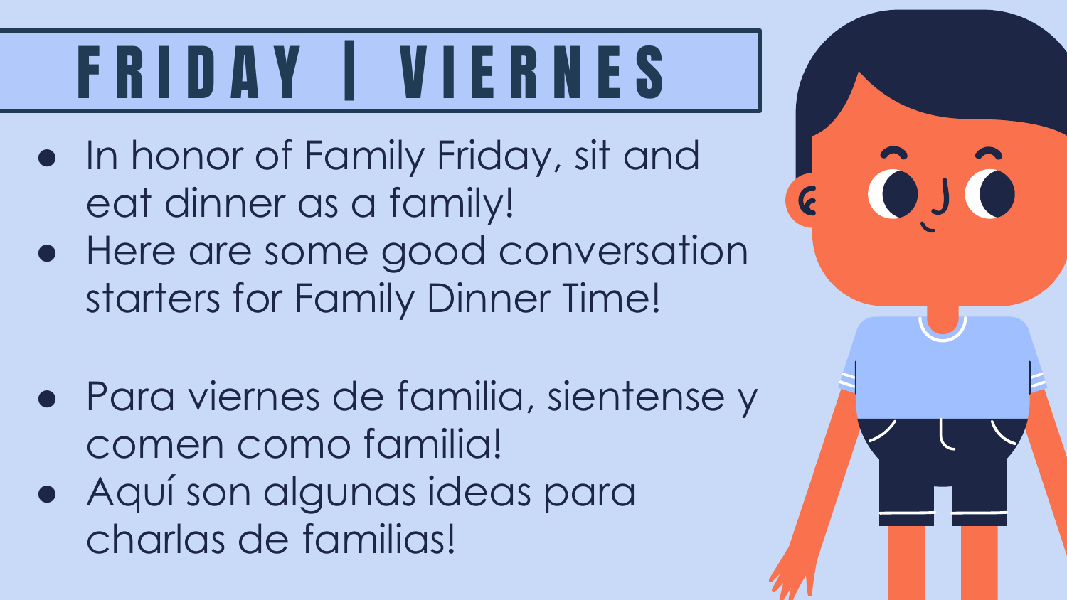# FRIDAY | VIERNES

- In honor of Family Friday, sit and eat dinner as a family!
- Here are some good conversation starters for Family Dinner Time!

- Para viernes de familia, sientense y comen como familia!
- Aquí son algunas ideas para charlas de familias!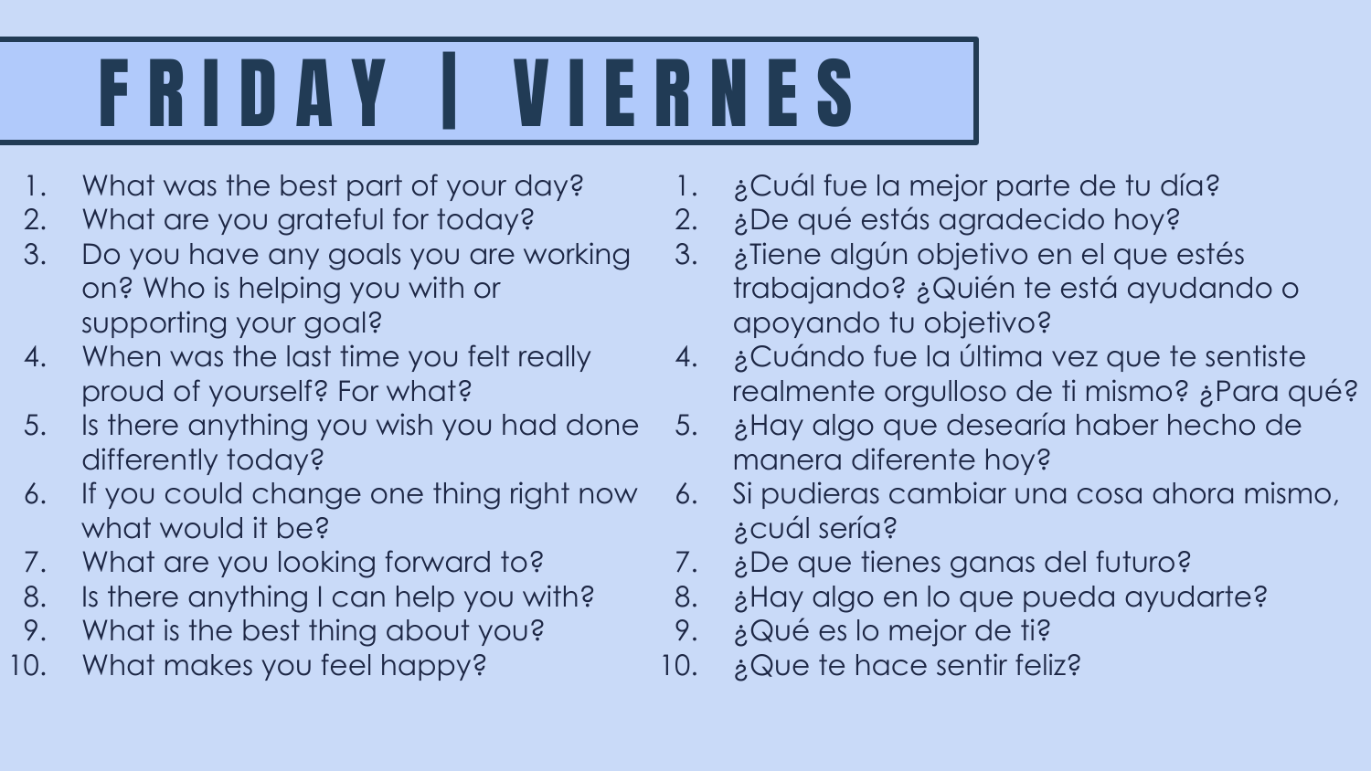# FRIDAY | VIERNES

1. What was the best part of your day?
2. What are you grateful for today?
3. Do you have any goals you are working on? Who is helping you with or supporting your goal?
4. When was the last time you felt really proud of yourself? For what?
5. Is there anything you wish you had done differently today?
6. If you could change one thing right now what would it be?
7. What are you looking forward to?
8. Is there anything I can help you with?
9. What is the best thing about you?
10. What makes you feel happy?

1. ¿Cuál fue la mejor parte de tu día?
2. ¿De qué estás agradecido hoy?
3. ¿Tiene algún objetivo en el que estés trabajando? ¿Quién te está ayudando o apoyando tu objetivo?
4. ¿Cuándo fue la última vez que te sentiste realmente orgulloso de ti mismo? ¿Para qué?
5. ¿Hay algo que desearía haber hecho de manera diferente hoy?
6. Si pudieras cambiar una cosa ahora mismo, ¿cuál sería?
7. ¿De que tienes ganas del futuro?
8. ¿Hay algo en lo que pueda ayudarte?
9. ¿Qué es lo mejor de ti?
10. ¿Que te hace sentir feliz?